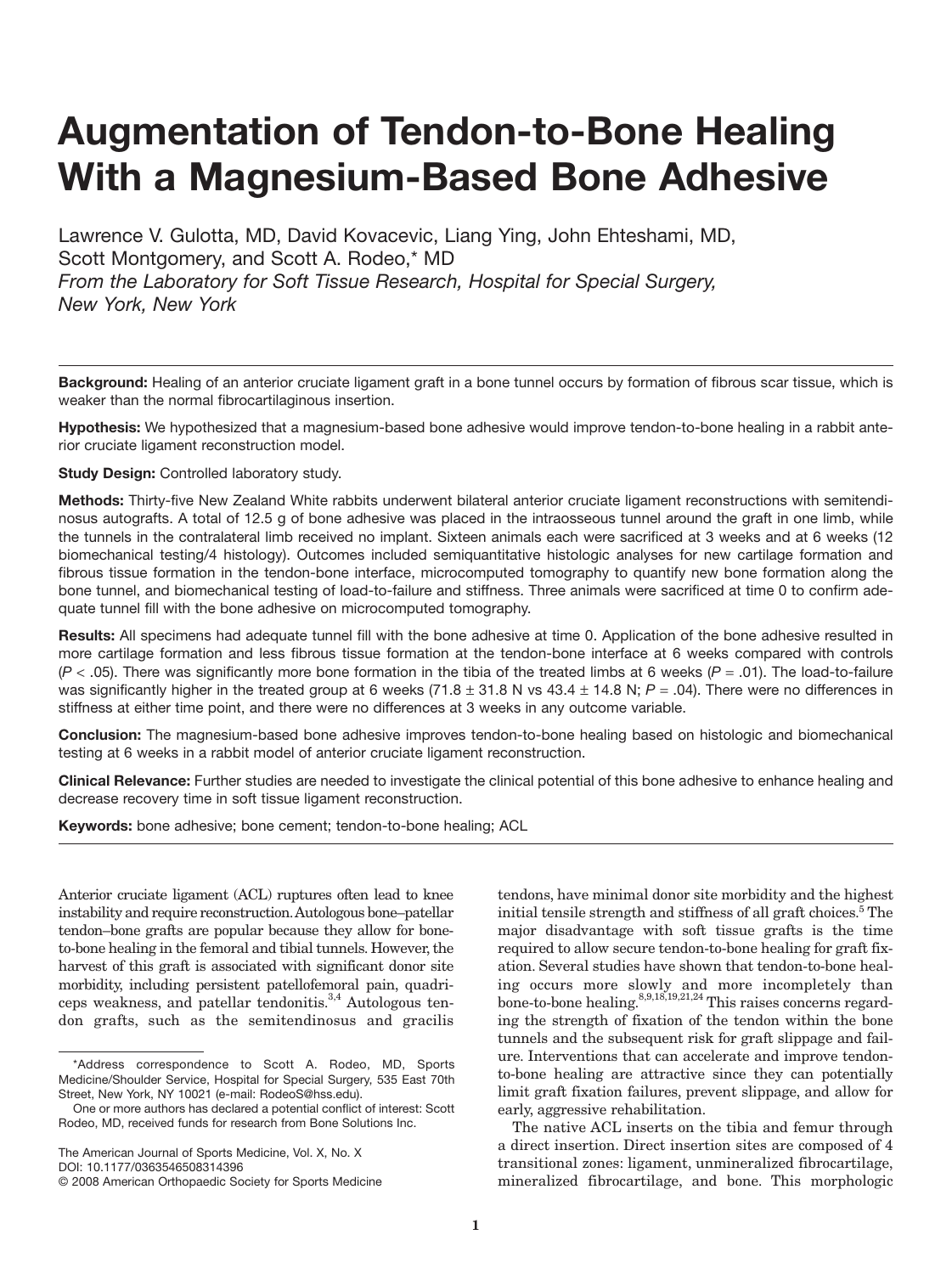# Augmentation of Tendon-to-Bone Healing With a Magnesium-Based Bone Adhesive

Lawrence V. Gulotta, MD, David Kovacevic, Liang Ying, John Ehteshami, MD, Scott Montgomery, and Scott A. Rodeo,* MD

*From the Laboratory for Soft Tissue Research, Hospital for Special Surgery, New York, New York*

**Background:** Healing of an anterior cruciate ligament graft in a bone tunnel occurs by formation of fibrous scar tissue, which is weaker than the normal fibrocartilaginous insertion.

**Hypothesis:** We hypothesized that a magnesium-based bone adhesive would improve tendon-to-bone healing in a rabbit anterior cruciate ligament reconstruction model.

**Study Design:** Controlled laboratory study.

**Methods:** Thirty-five New Zealand White rabbits underwent bilateral anterior cruciate ligament reconstructions with semitendinosus autografts. A total of 12.5 g of bone adhesive was placed in the intraosseous tunnel around the graft in one limb, while the tunnels in the contralateral limb received no implant. Sixteen animals each were sacrificed at 3 weeks and at 6 weeks (12 biomechanical testing/4 histology). Outcomes included semiquantitative histologic analyses for new cartilage formation and fibrous tissue formation in the tendon-bone interface, microcomputed tomography to quantify new bone formation along the bone tunnel, and biomechanical testing of load-to-failure and stiffness. Three animals were sacrificed at time 0 to confirm adequate tunnel fill with the bone adhesive on microcomputed tomography.

**Results:** All specimens had adequate tunnel fill with the bone adhesive at time 0. Application of the bone adhesive resulted in more cartilage formation and less fibrous tissue formation at the tendon-bone interface at 6 weeks compared with controls ($P < .05$). There was significantly more bone formation in the tibia of the treated limbs at 6 weeks ($P = .01$). The load-to-failure was significantly higher in the treated group at 6 weeks (71.8 ± 31.8 N vs 43.4 ± 14.8 N; $P = .04$). There were no differences in stiffness at either time point, and there were no differences at 3 weeks in any outcome variable.

**Conclusion:** The magnesium-based bone adhesive improves tendon-to-bone healing based on histologic and biomechanical testing at 6 weeks in a rabbit model of anterior cruciate ligament reconstruction.

**Clinical Relevance:** Further studies are needed to investigate the clinical potential of this bone adhesive to enhance healing and decrease recovery time in soft tissue ligament reconstruction.

**Keywords:** bone adhesive; bone cement; tendon-to-bone healing; ACL

Anterior cruciate ligament (ACL) ruptures often lead to knee instability and require reconstruction. Autologous bone–patellar tendon–bone grafts are popular because they allow for bone-to-bone healing in the femoral and tibial tunnels. However, the harvest of this graft is associated with significant donor site morbidity, including persistent patellofemoral pain, quadriceps weakness, and patellar tendonitis.[3,4] Autologous tendon grafts, such as the semitendinosus and gracilis tendons, have minimal donor site morbidity and the highest initial tensile strength and stiffness of all graft choices.[5] The major disadvantage with soft tissue grafts is the time required to allow secure tendon-to-bone healing for graft fixation. Several studies have shown that tendon-to-bone healing occurs more slowly and more incompletely than bone-to-bone healing.[8,9,18,19,21,24] This raises concerns regarding the strength of fixation of the tendon within the bone tunnels and the subsequent risk for graft slippage and failure. Interventions that can accelerate and improve tendon-to-bone healing are attractive since they can potentially limit graft fixation failures, prevent slippage, and allow for early, aggressive rehabilitation.

The native ACL inserts on the tibia and femur through a direct insertion. Direct insertion sites are composed of 4 transitional zones: ligament, unmineralized fibrocartilage, mineralized fibrocartilage, and bone. This morphologic

*Address correspondence to Scott A. Rodeo, MD, Sports Medicine/Shoulder Service, Hospital for Special Surgery, 535 East 70th Street, New York, NY 10021 (e-mail: RodeoS@hss.edu).

One or more authors has declared a potential conflict of interest: Scott Rodeo, MD, received funds for research from Bone Solutions Inc.

The American Journal of Sports Medicine, Vol. X, No. X
DOI: 10.1177/0363546508314396
© 2008 American Orthopaedic Society for Sports Medicine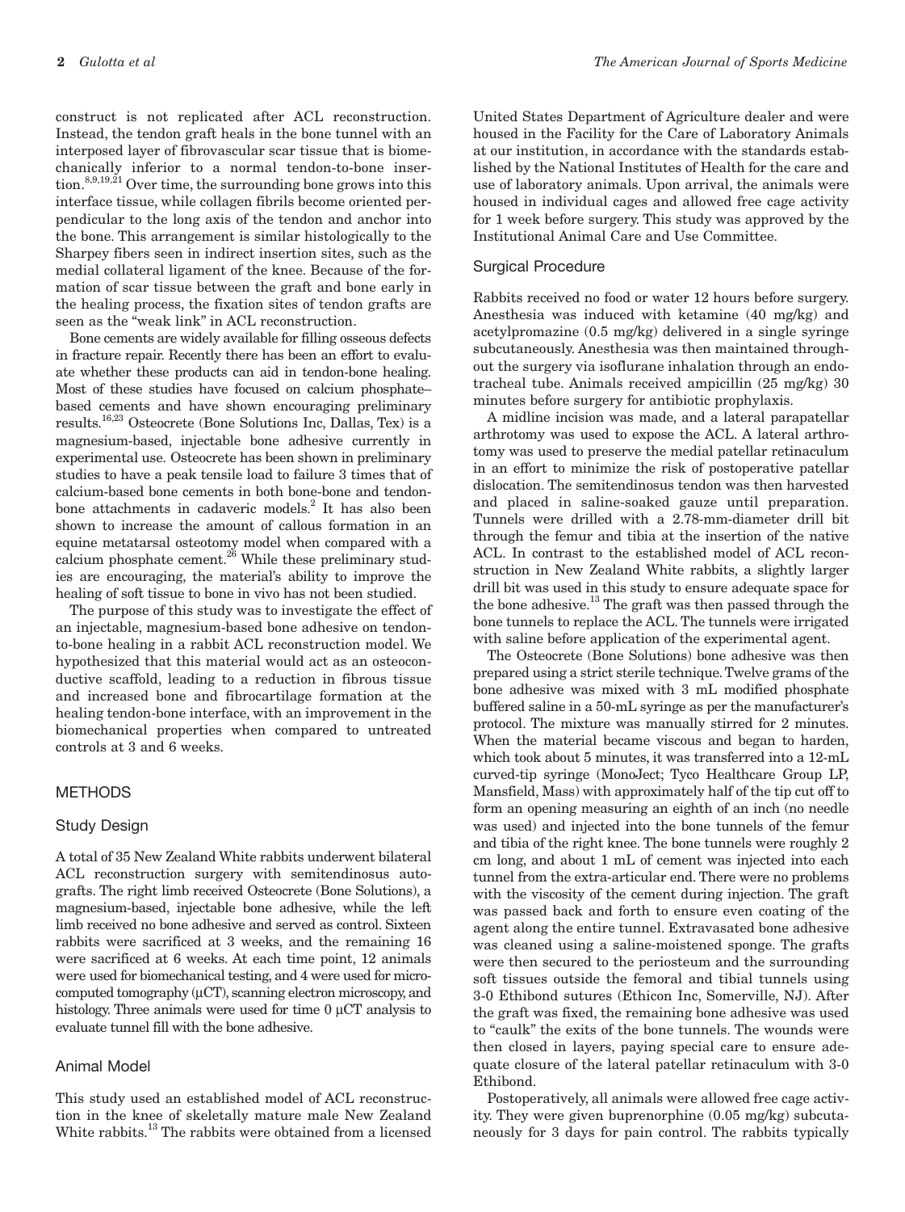construct is not replicated after ACL reconstruction. Instead, the tendon graft heals in the bone tunnel with an interposed layer of fibrovascular scar tissue that is biomechanically inferior to a normal tendon-to-bone insertion.[8,9,19,21] Over time, the surrounding bone grows into this interface tissue, while collagen fibrils become oriented perpendicular to the long axis of the tendon and anchor into the bone. This arrangement is similar histologically to the Sharpey fibers seen in indirect insertion sites, such as the medial collateral ligament of the knee. Because of the formation of scar tissue between the graft and bone early in the healing process, the fixation sites of tendon grafts are seen as the "weak link" in ACL reconstruction.

Bone cements are widely available for filling osseous defects in fracture repair. Recently there has been an effort to evaluate whether these products can aid in tendon-bone healing. Most of these studies have focused on calcium phosphate–based cements and have shown encouraging preliminary results.[16,23] Osteocrete (Bone Solutions Inc, Dallas, Tex) is a magnesium-based, injectable bone adhesive currently in experimental use. Osteocrete has been shown in preliminary studies to have a peak tensile load to failure 3 times that of calcium-based bone cements in both bone-bone and tendon-bone attachments in cadaveric models.[2] It has also been shown to increase the amount of callous formation in an equine metatarsal osteotomy model when compared with a calcium phosphate cement.[26] While these preliminary studies are encouraging, the material's ability to improve the healing of soft tissue to bone in vivo has not been studied.

The purpose of this study was to investigate the effect of an injectable, magnesium-based bone adhesive on tendon-to-bone healing in a rabbit ACL reconstruction model. We hypothesized that this material would act as an osteoconductive scaffold, leading to a reduction in fibrous tissue and increased bone and fibrocartilage formation at the healing tendon-bone interface, with an improvement in the biomechanical properties when compared to untreated controls at 3 and 6 weeks.

## METHODS

### Study Design

A total of 35 New Zealand White rabbits underwent bilateral ACL reconstruction surgery with semitendinosus autografts. The right limb received Osteocrete (Bone Solutions), a magnesium-based, injectable bone adhesive, while the left limb received no bone adhesive and served as control. Sixteen rabbits were sacrificed at 3 weeks, and the remaining 16 were sacrificed at 6 weeks. At each time point, 12 animals were used for biomechanical testing, and 4 were used for micro-computed tomography (μCT), scanning electron microscopy, and histology. Three animals were used for time 0 μCT analysis to evaluate tunnel fill with the bone adhesive.

### Animal Model

This study used an established model of ACL reconstruction in the knee of skeletally mature male New Zealand White rabbits.[13] The rabbits were obtained from a licensed United States Department of Agriculture dealer and were housed in the Facility for the Care of Laboratory Animals at our institution, in accordance with the standards established by the National Institutes of Health for the care and use of laboratory animals. Upon arrival, the animals were housed in individual cages and allowed free cage activity for 1 week before surgery. This study was approved by the Institutional Animal Care and Use Committee.

### Surgical Procedure

Rabbits received no food or water 12 hours before surgery. Anesthesia was induced with ketamine (40 mg/kg) and acetylpromazine (0.5 mg/kg) delivered in a single syringe subcutaneously. Anesthesia was then maintained throughout the surgery via isoflurane inhalation through an endotracheal tube. Animals received ampicillin (25 mg/kg) 30 minutes before surgery for antibiotic prophylaxis.

A midline incision was made, and a lateral parapatellar arthrotomy was used to expose the ACL. A lateral arthrotomy was used to preserve the medial patellar retinaculum in an effort to minimize the risk of postoperative patellar dislocation. The semitendinosus tendon was then harvested and placed in saline-soaked gauze until preparation. Tunnels were drilled with a 2.78-mm-diameter drill bit through the femur and tibia at the insertion of the native ACL. In contrast to the established model of ACL reconstruction in New Zealand White rabbits, a slightly larger drill bit was used in this study to ensure adequate space for the bone adhesive.[13] The graft was then passed through the bone tunnels to replace the ACL. The tunnels were irrigated with saline before application of the experimental agent.

The Osteocrete (Bone Solutions) bone adhesive was then prepared using a strict sterile technique. Twelve grams of the bone adhesive was mixed with 3 mL modified phosphate buffered saline in a 50-mL syringe as per the manufacturer's protocol. The mixture was manually stirred for 2 minutes. When the material became viscous and began to harden, which took about 5 minutes, it was transferred into a 12-mL curved-tip syringe (MonoJect; Tyco Healthcare Group LP, Mansfield, Mass) with approximately half of the tip cut off to form an opening measuring an eighth of an inch (no needle was used) and injected into the bone tunnels of the femur and tibia of the right knee. The bone tunnels were roughly 2 cm long, and about 1 mL of cement was injected into each tunnel from the extra-articular end. There were no problems with the viscosity of the cement during injection. The graft was passed back and forth to ensure even coating of the agent along the entire tunnel. Extravasated bone adhesive was cleaned using a saline-moistened sponge. The grafts were then secured to the periosteum and the surrounding soft tissues outside the femoral and tibial tunnels using 3-0 Ethibond sutures (Ethicon Inc, Somerville, NJ). After the graft was fixed, the remaining bone adhesive was used to "caulk" the exits of the bone tunnels. The wounds were then closed in layers, paying special care to ensure adequate closure of the lateral patellar retinaculum with 3-0 Ethibond.

Postoperatively, all animals were allowed free cage activity. They were given buprenorphine (0.05 mg/kg) subcutaneously for 3 days for pain control. The rabbits typically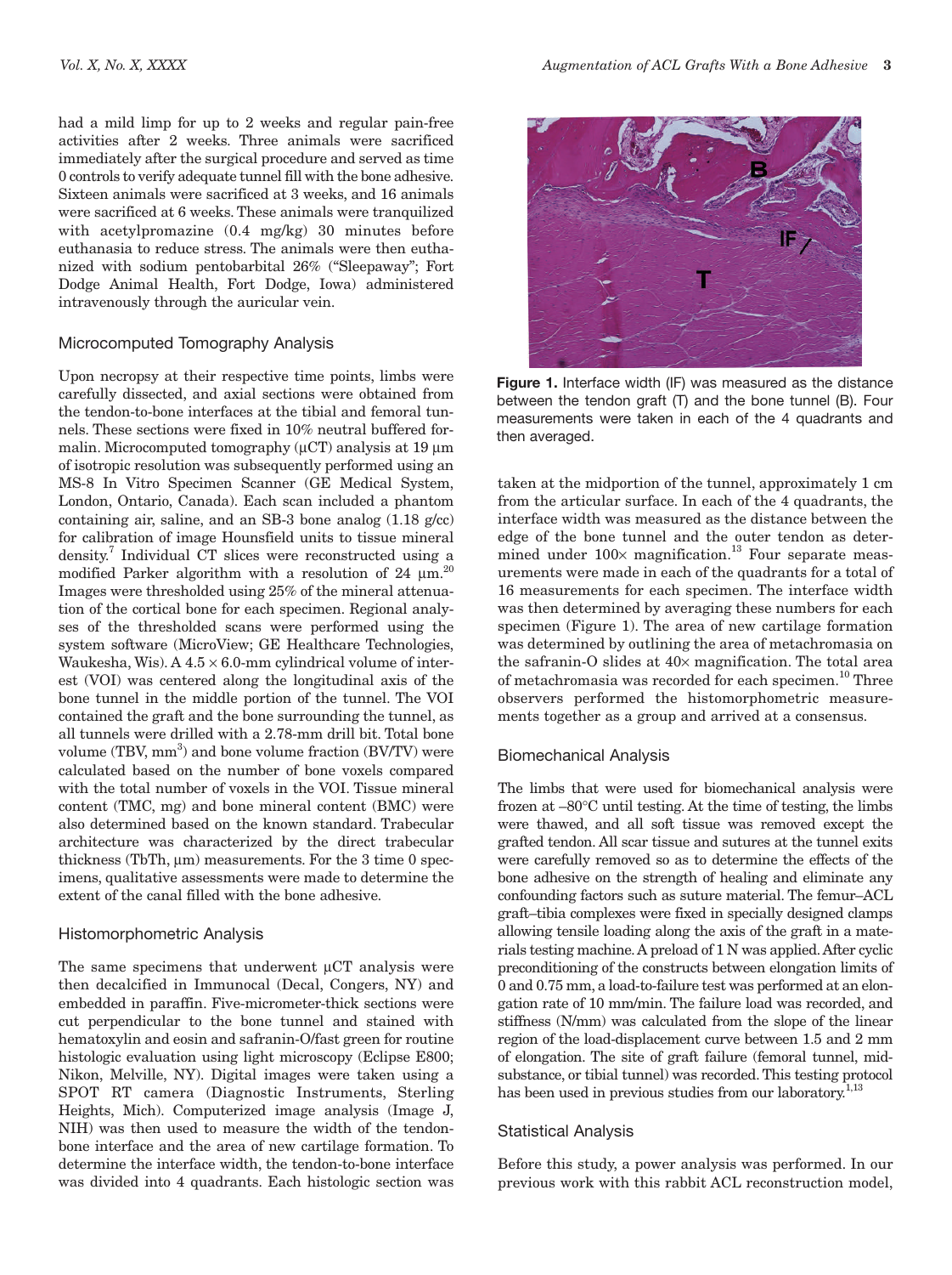had a mild limp for up to 2 weeks and regular pain-free activities after 2 weeks. Three animals were sacrificed immediately after the surgical procedure and served as time 0 controls to verify adequate tunnel fill with the bone adhesive. Sixteen animals were sacrificed at 3 weeks, and 16 animals were sacrificed at 6 weeks. These animals were tranquilized with acetylpromazine (0.4 mg/kg) 30 minutes before euthanasia to reduce stress. The animals were then euthanized with sodium pentobarbital 26% ("Sleepaway"; Fort Dodge Animal Health, Fort Dodge, Iowa) administered intravenously through the auricular vein.

## Microcomputed Tomography Analysis

Upon necropsy at their respective time points, limbs were carefully dissected, and axial sections were obtained from the tendon-to-bone interfaces at the tibial and femoral tunnels. These sections were fixed in 10% neutral buffered formalin. Microcomputed tomography (μCT) analysis at 19 μm of isotropic resolution was subsequently performed using an MS-8 In Vitro Specimen Scanner (GE Medical System, London, Ontario, Canada). Each scan included a phantom containing air, saline, and an SB-3 bone analog (1.18 g/cc) for calibration of image Hounsfield units to tissue mineral density.[7] Individual CT slices were reconstructed using a modified Parker algorithm with a resolution of 24 μm.[20] Images were thresholded using 25% of the mineral attenuation of the cortical bone for each specimen. Regional analyses of the thresholded scans were performed using the system software (MicroView; GE Healthcare Technologies, Waukesha, Wis). A $4.5 \times 6.0$-mm cylindrical volume of interest (VOI) was centered along the longitudinal axis of the bone tunnel in the middle portion of the tunnel. The VOI contained the graft and the bone surrounding the tunnel, as all tunnels were drilled with a 2.78-mm drill bit. Total bone volume (TBV, $mm^3$) and bone volume fraction (BV/TV) were calculated based on the number of bone voxels compared with the total number of voxels in the VOI. Tissue mineral content (TMC, mg) and bone mineral content (BMC) were also determined based on the known standard. Trabecular architecture was characterized by the direct trabecular thickness (TbTh, μm) measurements. For the 3 time 0 specimens, qualitative assessments were made to determine the extent of the canal filled with the bone adhesive.

## Histomorphometric Analysis

The same specimens that underwent μCT analysis were then decalcified in Immunocal (Decal, Congers, NY) and embedded in paraffin. Five-micrometer-thick sections were cut perpendicular to the bone tunnel and stained with hematoxylin and eosin and safranin-O/fast green for routine histologic evaluation using light microscopy (Eclipse E800; Nikon, Melville, NY). Digital images were taken using a SPOT RT camera (Diagnostic Instruments, Sterling Heights, Mich). Computerized image analysis (Image J, NIH) was then used to measure the width of the tendon-bone interface and the area of new cartilage formation. To determine the interface width, the tendon-to-bone interface was divided into 4 quadrants. Each histologic section was taken at the midportion of the tunnel, approximately 1 cm from the articular surface. In each of the 4 quadrants, the interface width was measured as the distance between the edge of the bone tunnel and the outer tendon as determined under 100× magnification.[13] Four separate measurements were made in each of the quadrants for a total of 16 measurements for each specimen. The interface width was then determined by averaging these numbers for each specimen (Figure 1). The area of new cartilage formation was determined by outlining the area of metachromasia on the safranin-O slides at 40× magnification. The total area of metachromasia was recorded for each specimen.[10] Three observers performed the histomorphometric measurements together as a group and arrived at a consensus.

**Figure 1.** Interface width (IF) was measured as the distance between the tendon graft (T) and the bone tunnel (B). Four measurements were taken in each of the 4 quadrants and then averaged.

## Biomechanical Analysis

The limbs that were used for biomechanical analysis were frozen at –80°C until testing. At the time of testing, the limbs were thawed, and all soft tissue was removed except the grafted tendon. All scar tissue and sutures at the tunnel exits were carefully removed so as to determine the effects of the bone adhesive on the strength of healing and eliminate any confounding factors such as suture material. The femur–ACL graft–tibia complexes were fixed in specially designed clamps allowing tensile loading along the axis of the graft in a materials testing machine. A preload of 1 N was applied. After cyclic preconditioning of the constructs between elongation limits of 0 and 0.75 mm, a load-to-failure test was performed at an elongation rate of 10 mm/min. The failure load was recorded, and stiffness (N/mm) was calculated from the slope of the linear region of the load-displacement curve between 1.5 and 2 mm of elongation. The site of graft failure (femoral tunnel, midsubstance, or tibial tunnel) was recorded. This testing protocol has been used in previous studies from our laboratory.[1,13]

## Statistical Analysis

Before this study, a power analysis was performed. In our previous work with this rabbit ACL reconstruction model,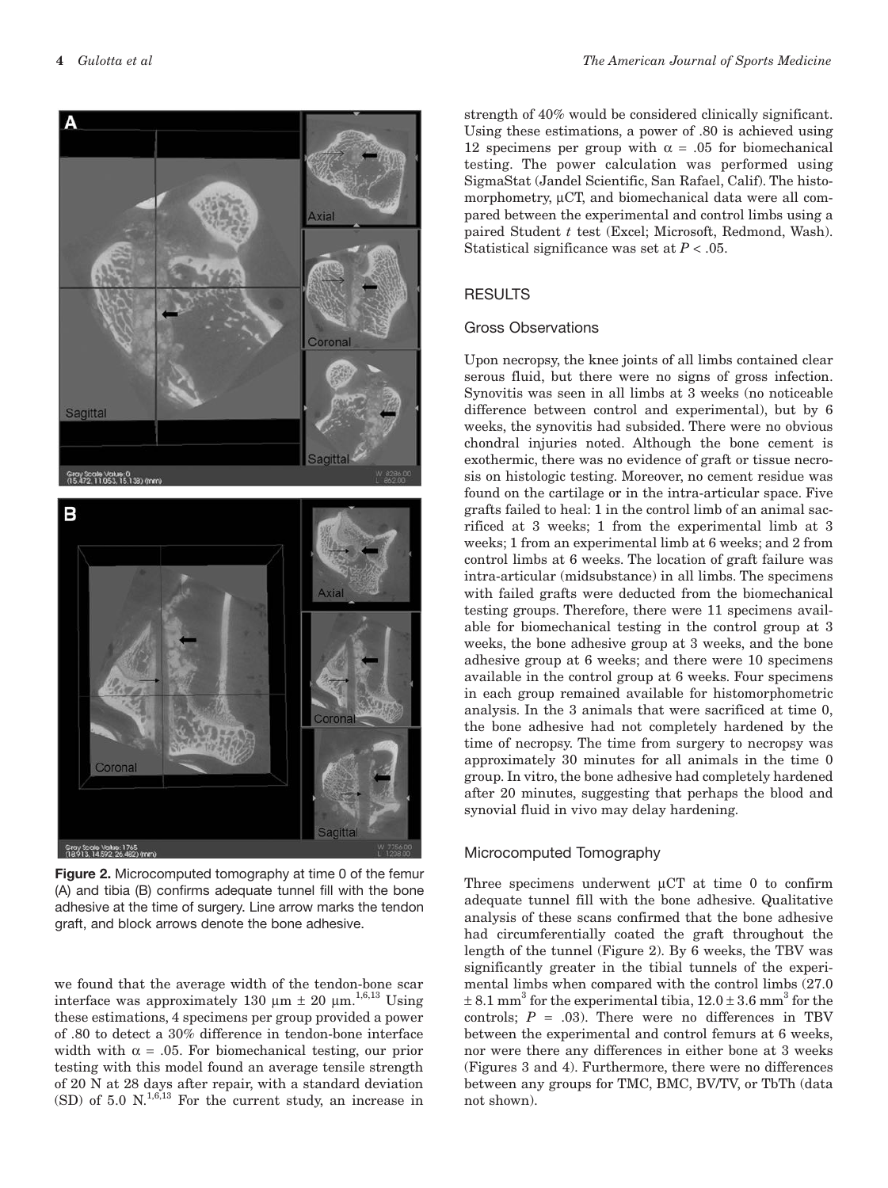Figure 2. Microcomputed tomography at time 0 of the femur (A) and tibia (B) confirms adequate tunnel fill with the bone adhesive at the time of surgery. Line arrow marks the tendon graft, and block arrows denote the bone adhesive.

we found that the average width of the tendon-bone scar interface was approximately 130 μm ± 20 μm.[1,6,13] Using these estimations, 4 specimens per group provided a power of .80 to detect a 30% difference in tendon-bone interface width with α = .05. For biomechanical testing, our prior testing with this model found an average tensile strength of 20 N at 28 days after repair, with a standard deviation (SD) of 5.0 N.[1,6,13] For the current study, an increase in strength of 40% would be considered clinically significant. Using these estimations, a power of .80 is achieved using 12 specimens per group with α = .05 for biomechanical testing. The power calculation was performed using SigmaStat (Jandel Scientific, San Rafael, Calif). The histomorphometry, μCT, and biomechanical data were all compared between the experimental and control limbs using a paired Student *t* test (Excel; Microsoft, Redmond, Wash). Statistical significance was set at $P < .05$.

## RESULTS

### Gross Observations

Upon necropsy, the knee joints of all limbs contained clear serous fluid, but there were no signs of gross infection. Synovitis was seen in all limbs at 3 weeks (no noticeable difference between control and experimental), but by 6 weeks, the synovitis had subsided. There were no obvious chondral injuries noted. Although the bone cement is exothermic, there was no evidence of graft or tissue necrosis on histologic testing. Moreover, no cement residue was found on the cartilage or in the intra-articular space. Five grafts failed to heal: 1 in the control limb of an animal sacrificed at 3 weeks; 1 from the experimental limb at 3 weeks; 1 from an experimental limb at 6 weeks; and 2 from control limbs at 6 weeks. The location of graft failure was intra-articular (midsubstance) in all limbs. The specimens with failed grafts were deducted from the biomechanical testing groups. Therefore, there were 11 specimens available for biomechanical testing in the control group at 3 weeks, the bone adhesive group at 3 weeks, and the bone adhesive group at 6 weeks; and there were 10 specimens available in the control group at 6 weeks. Four specimens in each group remained available for histomorphometric analysis. In the 3 animals that were sacrificed at time 0, the bone adhesive had not completely hardened by the time of necropsy. The time from surgery to necropsy was approximately 30 minutes for all animals in the time 0 group. In vitro, the bone adhesive had completely hardened after 20 minutes, suggesting that perhaps the blood and synovial fluid in vivo may delay hardening.

### Microcomputed Tomography

Three specimens underwent μCT at time 0 to confirm adequate tunnel fill with the bone adhesive. Qualitative analysis of these scans confirmed that the bone adhesive had circumferentially coated the graft throughout the length of the tunnel (Figure 2). By 6 weeks, the TBV was significantly greater in the tibial tunnels of the experimental limbs when compared with the control limbs (27.0 ± 8.1 $mm^3$ for the experimental tibia, 12.0 ± 3.6 $mm^3$ for the controls; $P = .03$). There were no differences in TBV between the experimental and control femurs at 6 weeks, nor were there any differences in either bone at 3 weeks (Figures 3 and 4). Furthermore, there were no differences between any groups for TMC, BMC, BV/TV, or TbTh (data not shown).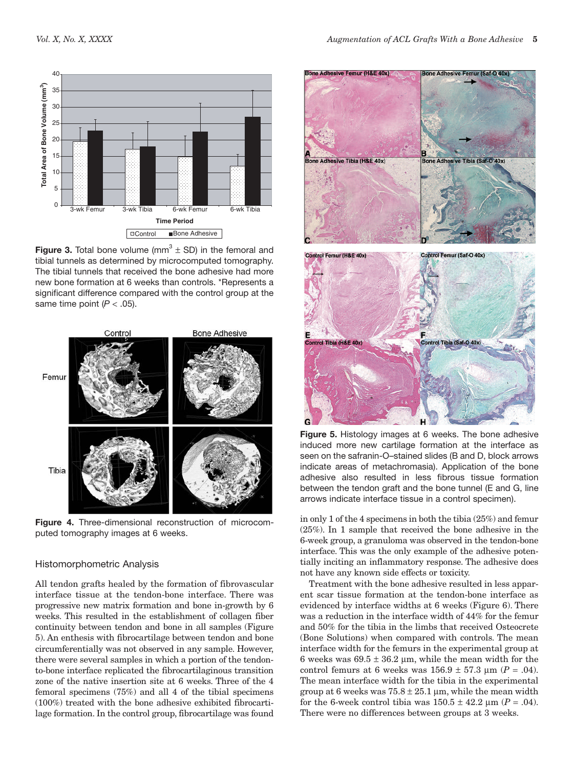**Figure 3.** Total bone volume ($mm^3 \pm SD$) in the femoral and tibial tunnels as determined by microcomputed tomography. The tibial tunnels that received the bone adhesive had more new bone formation at 6 weeks than controls. *Represents a significant difference compared with the control group at the same time point ($P < .05$).

**Figure 4.** Three-dimensional reconstruction of microcomputed tomography images at 6 weeks.

### Histomorphometric Analysis

All tendon grafts healed by the formation of fibrovascular interface tissue at the tendon-bone interface. There was progressive new matrix formation and bone in-growth by 6 weeks. This resulted in the establishment of collagen fiber continuity between tendon and bone in all samples (Figure 5). An enthesis with fibrocartilage between tendon and bone circumferentially was not observed in any sample. However, there were several samples in which a portion of the tendon-to-bone interface replicated the fibrocartilaginous transition zone of the native insertion site at 6 weeks. Three of the 4 femoral specimens (75%) and all 4 of the tibial specimens (100%) treated with the bone adhesive exhibited fibrocartilage formation. In the control group, fibrocartilage was found in only 1 of the 4 specimens in both the tibia (25%) and femur (25%). In 1 sample that received the bone adhesive in the 6-week group, a granuloma was observed in the tendon-bone interface. This was the only example of the adhesive potentially inciting an inflammatory response. The adhesive does not have any known side effects or toxicity.

**Figure 5.** Histology images at 6 weeks. The bone adhesive induced more new cartilage formation at the interface as seen on the safranin-O–stained slides (B and D, block arrows indicate areas of metachromasia). Application of the bone adhesive also resulted in less fibrous tissue formation between the tendon graft and the bone tunnel (E and G, line arrows indicate interface tissue in a control specimen).

Treatment with the bone adhesive resulted in less apparent scar tissue formation at the tendon-bone interface as evidenced by interface widths at 6 weeks (Figure 6). There was a reduction in the interface width of 44% for the femur and 50% for the tibia in the limbs that received Osteocrete (Bone Solutions) when compared with controls. The mean interface width for the femurs in the experimental group at 6 weeks was $69.5 \pm 36.2$ μm, while the mean width for the control femurs at 6 weeks was $156.9 \pm 57.3$ μm ($P = .04$). The mean interface width for the tibia in the experimental group at 6 weeks was $75.8 \pm 25.1$ μm, while the mean width for the 6-week control tibia was $150.5 \pm 42.2$ μm ($P = .04$). There were no differences between groups at 3 weeks.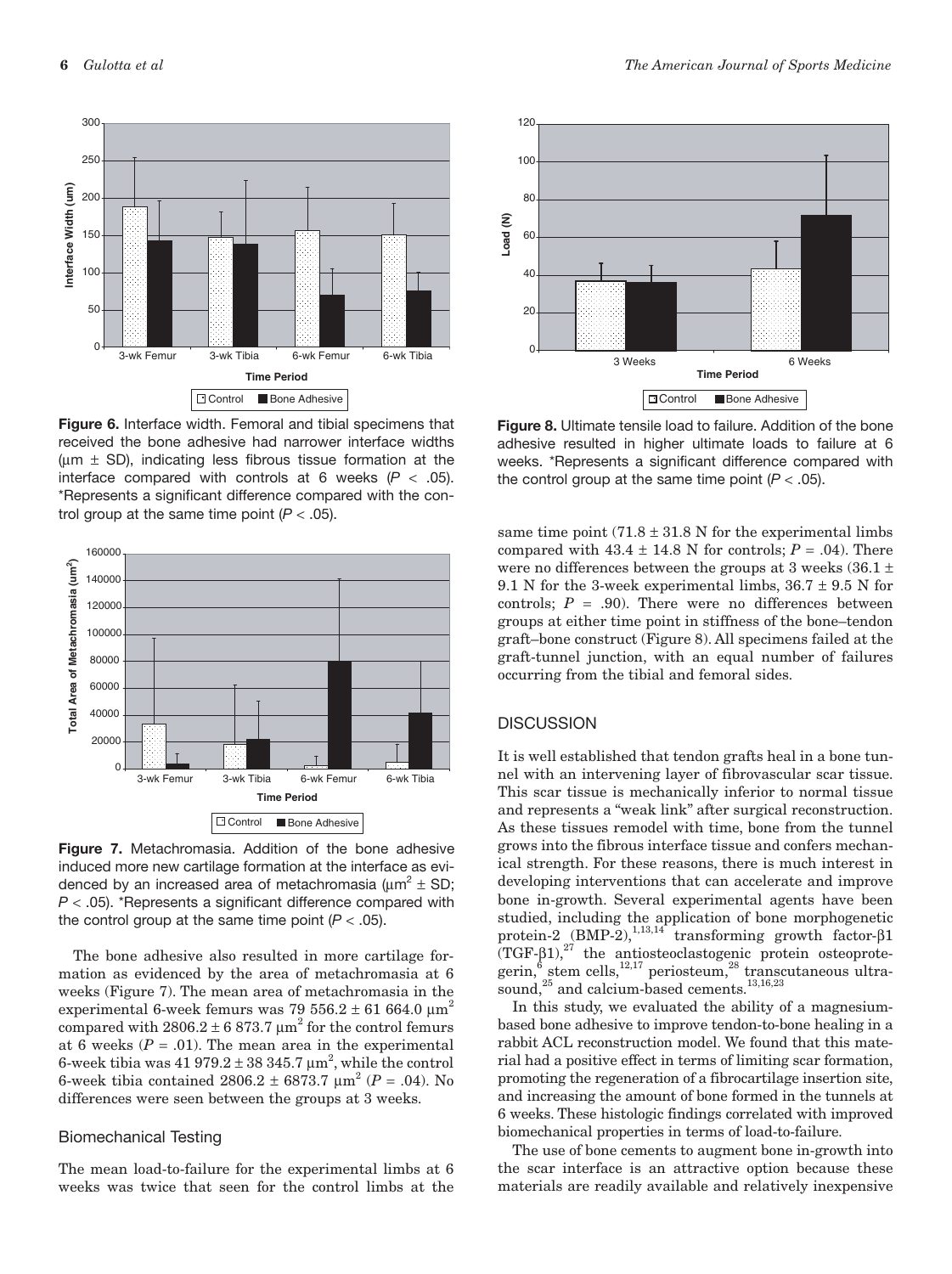**Figure 6.** Interface width. Femoral and tibial specimens that received the bone adhesive had narrower interface widths (μm ± SD), indicating less fibrous tissue formation at the interface compared with controls at 6 weeks ($P < .05$). *Represents a significant difference compared with the control group at the same time point ($P < .05$).

**Figure 7.** Metachromasia. Addition of the bone adhesive induced more new cartilage formation at the interface as evidenced by an increased area of metachromasia ($\mu m^2$ ± SD; $P < .05$). *Represents a significant difference compared with the control group at the same time point ($P < .05$).

The bone adhesive also resulted in more cartilage formation as evidenced by the area of metachromasia at 6 weeks (Figure 7). The mean area of metachromasia in the experimental 6-week femurs was 79 556.2 ± 61 664.0 $\mu m^2$ compared with 2806.2 ± 6 873.7 $\mu m^2$ for the control femurs at 6 weeks ($P = .01$). The mean area in the experimental 6-week tibia was 41 979.2 ± 38 345.7 $\mu m^2$, while the control 6-week tibia contained 2806.2 ± 6873.7 $\mu m^2$ ($P = .04$). No differences were seen between the groups at 3 weeks.

### Biomechanical Testing

The mean load-to-failure for the experimental limbs at 6 weeks was twice that seen for the control limbs at the same time point (71.8 ± 31.8 N for the experimental limbs compared with 43.4 ± 14.8 N for controls; $P = .04$). There were no differences between the groups at 3 weeks (36.1 ± 9.1 N for the 3-week experimental limbs, 36.7 ± 9.5 N for controls; $P = .90$). There were no differences between groups at either time point in stiffness of the bone–tendon graft–bone construct (Figure 8). All specimens failed at the graft-tunnel junction, with an equal number of failures occurring from the tibial and femoral sides.

**Figure 8.** Ultimate tensile load to failure. Addition of the bone adhesive resulted in higher ultimate loads to failure at 6 weeks. *Represents a significant difference compared with the control group at the same time point ($P < .05$).

## DISCUSSION

It is well established that tendon grafts heal in a bone tunnel with an intervening layer of fibrovascular scar tissue. This scar tissue is mechanically inferior to normal tissue and represents a "weak link" after surgical reconstruction. As these tissues remodel with time, bone from the tunnel grows into the fibrous interface tissue and confers mechanical strength. For these reasons, there is much interest in developing interventions that can accelerate and improve bone in-growth. Several experimental agents have been studied, including the application of bone morphogenetic protein-2 (BMP-2),[1,13,14] transforming growth factor-β1 (TGF-β1),[27] the antiosteoclastogenic protein osteoprotegerin,[6] stem cells,[12,17] periosteum,[28] transcutaneous ultrasound,[25] and calcium-based cements.[13,16,23]

In this study, we evaluated the ability of a magnesium-based bone adhesive to improve tendon-to-bone healing in a rabbit ACL reconstruction model. We found that this material had a positive effect in terms of limiting scar formation, promoting the regeneration of a fibrocartilage insertion site, and increasing the amount of bone formed in the tunnels at 6 weeks. These histologic findings correlated with improved biomechanical properties in terms of load-to-failure.

The use of bone cements to augment bone in-growth into the scar interface is an attractive option because these materials are readily available and relatively inexpensive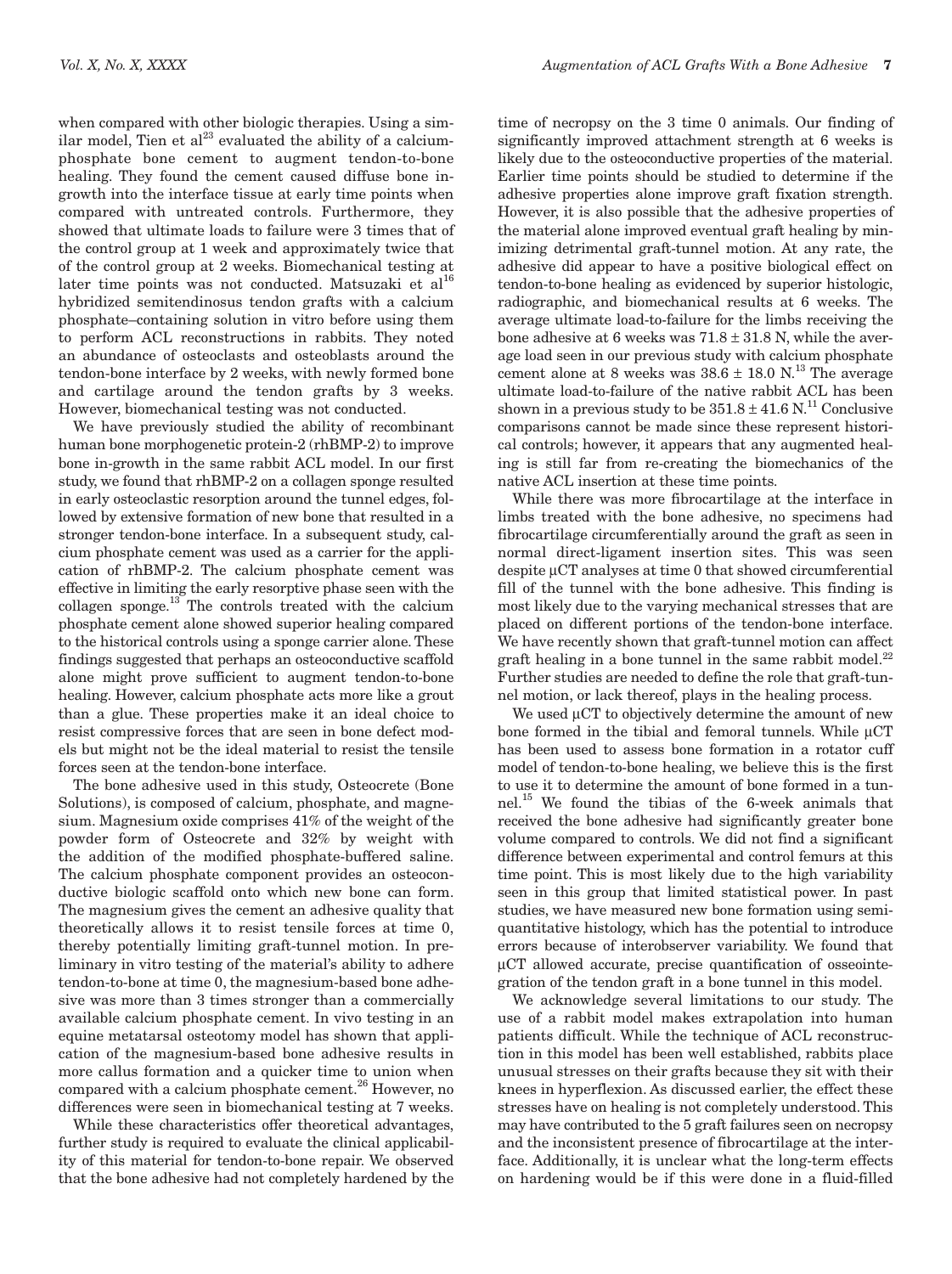when compared with other biologic therapies. Using a similar model, Tien et al[23] evaluated the ability of a calcium-phosphate bone cement to augment tendon-to-bone healing. They found the cement caused diffuse bone ingrowth into the interface tissue at early time points when compared with untreated controls. Furthermore, they showed that ultimate loads to failure were 3 times that of the control group at 1 week and approximately twice that of the control group at 2 weeks. Biomechanical testing at later time points was not conducted. Matsuzaki et al[16] hybridized semitendinosus tendon grafts with a calcium phosphate–containing solution in vitro before using them to perform ACL reconstructions in rabbits. They noted an abundance of osteoclasts and osteoblasts around the tendon-bone interface by 2 weeks, with newly formed bone and cartilage around the tendon grafts by 3 weeks. However, biomechanical testing was not conducted.

We have previously studied the ability of recombinant human bone morphogenetic protein-2 (rhBMP-2) to improve bone in-growth in the same rabbit ACL model. In our first study, we found that rhBMP-2 on a collagen sponge resulted in early osteoclastic resorption around the tunnel edges, followed by extensive formation of new bone that resulted in a stronger tendon-bone interface. In a subsequent study, calcium phosphate cement was used as a carrier for the application of rhBMP-2. The calcium phosphate cement was effective in limiting the early resorptive phase seen with the collagen sponge.[13] The controls treated with the calcium phosphate cement alone showed superior healing compared to the historical controls using a sponge carrier alone. These findings suggested that perhaps an osteoconductive scaffold alone might prove sufficient to augment tendon-to-bone healing. However, calcium phosphate acts more like a grout than a glue. These properties make it an ideal choice to resist compressive forces that are seen in bone defect models but might not be the ideal material to resist the tensile forces seen at the tendon-bone interface.

The bone adhesive used in this study, Osteocrete (Bone Solutions), is composed of calcium, phosphate, and magnesium. Magnesium oxide comprises 41% of the weight of the powder form of Osteocrete and 32% by weight with the addition of the modified phosphate-buffered saline. The calcium phosphate component provides an osteoconductive biologic scaffold onto which new bone can form. The magnesium gives the cement an adhesive quality that theoretically allows it to resist tensile forces at time 0, thereby potentially limiting graft-tunnel motion. In preliminary in vitro testing of the material's ability to adhere tendon-to-bone at time 0, the magnesium-based bone adhesive was more than 3 times stronger than a commercially available calcium phosphate cement. In vivo testing in an equine metatarsal osteotomy model has shown that application of the magnesium-based bone adhesive results in more callus formation and a quicker time to union when compared with a calcium phosphate cement.[26] However, no differences were seen in biomechanical testing at 7 weeks.

While these characteristics offer theoretical advantages, further study is required to evaluate the clinical applicability of this material for tendon-to-bone repair. We observed that the bone adhesive had not completely hardened by the time of necropsy on the 3 time 0 animals. Our finding of significantly improved attachment strength at 6 weeks is likely due to the osteoconductive properties of the material. Earlier time points should be studied to determine if the adhesive properties alone improve graft fixation strength. However, it is also possible that the adhesive properties of the material alone improved eventual graft healing by minimizing detrimental graft-tunnel motion. At any rate, the adhesive did appear to have a positive biological effect on tendon-to-bone healing as evidenced by superior histologic, radiographic, and biomechanical results at 6 weeks. The average ultimate load-to-failure for the limbs receiving the bone adhesive at 6 weeks was $71.8 \pm 31.8$ N, while the average load seen in our previous study with calcium phosphate cement alone at 8 weeks was $38.6 \pm 18.0$ N.[13] The average ultimate load-to-failure of the native rabbit ACL has been shown in a previous study to be $351.8 \pm 41.6$ N.[11] Conclusive comparisons cannot be made since these represent historical controls; however, it appears that any augmented healing is still far from re-creating the biomechanics of the native ACL insertion at these time points.

While there was more fibrocartilage at the interface in limbs treated with the bone adhesive, no specimens had fibrocartilage circumferentially around the graft as seen in normal direct-ligament insertion sites. This was seen despite μCT analyses at time 0 that showed circumferential fill of the tunnel with the bone adhesive. This finding is most likely due to the varying mechanical stresses that are placed on different portions of the tendon-bone interface. We have recently shown that graft-tunnel motion can affect graft healing in a bone tunnel in the same rabbit model.[22] Further studies are needed to define the role that graft-tunnel motion, or lack thereof, plays in the healing process.

We used μCT to objectively determine the amount of new bone formed in the tibial and femoral tunnels. While μCT has been used to assess bone formation in a rotator cuff model of tendon-to-bone healing, we believe this is the first to use it to determine the amount of bone formed in a tunnel.[15] We found the tibias of the 6-week animals that received the bone adhesive had significantly greater bone volume compared to controls. We did not find a significant difference between experimental and control femurs at this time point. This is most likely due to the high variability seen in this group that limited statistical power. In past studies, we have measured new bone formation using semiquantitative histology, which has the potential to introduce errors because of interobserver variability. We found that μCT allowed accurate, precise quantification of osseointegration of the tendon graft in a bone tunnel in this model.

We acknowledge several limitations to our study. The use of a rabbit model makes extrapolation into human patients difficult. While the technique of ACL reconstruction in this model has been well established, rabbits place unusual stresses on their grafts because they sit with their knees in hyperflexion. As discussed earlier, the effect these stresses have on healing is not completely understood. This may have contributed to the 5 graft failures seen on necropsy and the inconsistent presence of fibrocartilage at the interface. Additionally, it is unclear what the long-term effects on hardening would be if this were done in a fluid-filled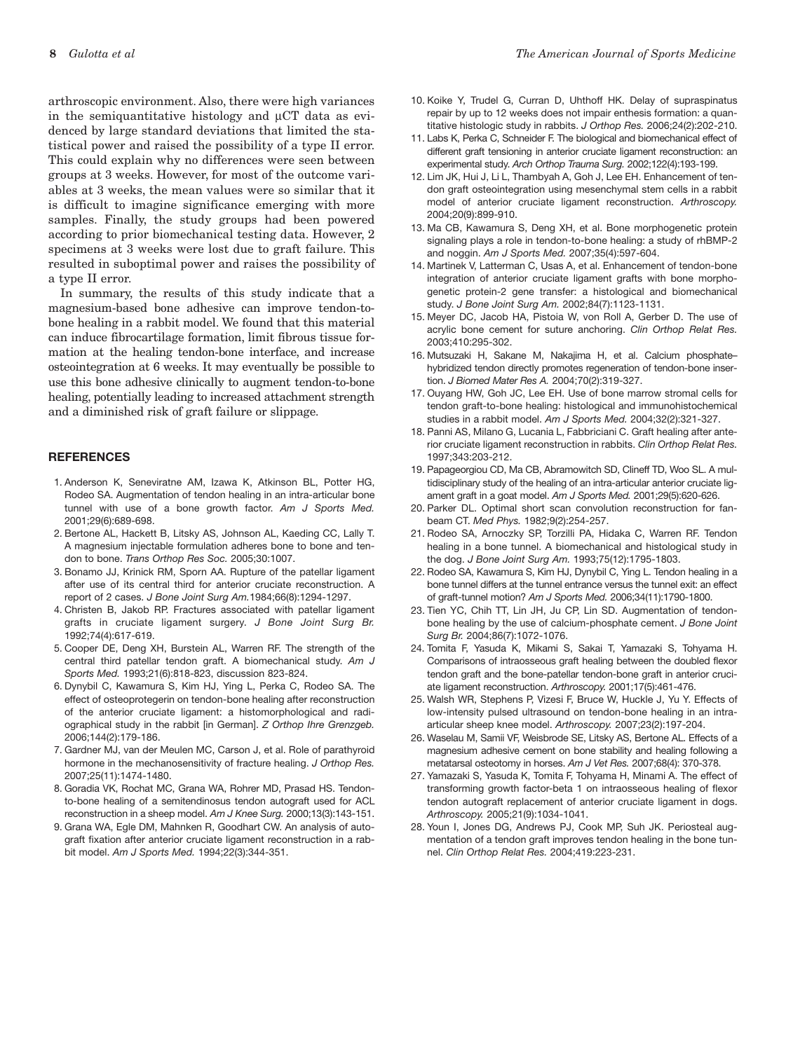arthroscopic environment. Also, there were high variances in the semiquantitative histology and μCT data as evidenced by large standard deviations that limited the statistical power and raised the possibility of a type II error. This could explain why no differences were seen between groups at 3 weeks. However, for most of the outcome variables at 3 weeks, the mean values were so similar that it is difficult to imagine significance emerging with more samples. Finally, the study groups had been powered according to prior biomechanical testing data. However, 2 specimens at 3 weeks were lost due to graft failure. This resulted in suboptimal power and raises the possibility of a type II error.

In summary, the results of this study indicate that a magnesium-based bone adhesive can improve tendon-to-bone healing in a rabbit model. We found that this material can induce fibrocartilage formation, limit fibrous tissue formation at the healing tendon-bone interface, and increase osteointegration at 6 weeks. It may eventually be possible to use this bone adhesive clinically to augment tendon-to-bone healing, potentially leading to increased attachment strength and a diminished risk of graft failure or slippage.

## REFERENCES

1. Anderson K, Seneviratne AM, Izawa K, Atkinson BL, Potter HG, Rodeo SA. Augmentation of tendon healing in an intra-articular bone tunnel with use of a bone growth factor. *Am J Sports Med.* 2001;29(6):689-698.
2. Bertone AL, Hackett B, Litsky AS, Johnson AL, Kaeding CC, Lally T. A magnesium injectable formulation adheres bone to bone and tendon to bone. *Trans Orthop Res Soc.* 2005;30:1007.
3. Bonamo JJ, Krinick RM, Sporn AA. Rupture of the patellar ligament after use of its central third for anterior cruciate reconstruction. A report of 2 cases. *J Bone Joint Surg Am.*1984;66(8):1294-1297.
4. Christen B, Jakob RP. Fractures associated with patellar ligament grafts in cruciate ligament surgery. *J Bone Joint Surg Br.* 1992;74(4):617-619.
5. Cooper DE, Deng XH, Burstein AL, Warren RF. The strength of the central third patellar tendon graft. A biomechanical study. *Am J Sports Med.* 1993;21(6):818-823, discussion 823-824.
6. Dynybil C, Kawamura S, Kim HJ, Ying L, Perka C, Rodeo SA. The effect of osteoprotegerin on tendon-bone healing after reconstruction of the anterior cruciate ligament: a histomorphological and radiographical study in the rabbit [in German]. *Z Orthop Ihre Grenzgeb.* 2006;144(2):179-186.
7. Gardner MJ, van der Meulen MC, Carson J, et al. Role of parathyroid hormone in the mechanosensitivity of fracture healing. *J Orthop Res.* 2007;25(11):1474-1480.
8. Goradia VK, Rochat MC, Grana WA, Rohrer MD, Prasad HS. Tendon-to-bone healing of a semitendinosus tendon autograft used for ACL reconstruction in a sheep model. *Am J Knee Surg.* 2000;13(3):143-151.
9. Grana WA, Egle DM, Mahnken R, Goodhart CW. An analysis of autograft fixation after anterior cruciate ligament reconstruction in a rabbit model. *Am J Sports Med.* 1994;22(3):344-351.
10. Koike Y, Trudel G, Curran D, Uhthoff HK. Delay of supraspinatus repair by up to 12 weeks does not impair enthesis formation: a quantitative histologic study in rabbits. *J Orthop Res.* 2006;24(2):202-210.
11. Labs K, Perka C, Schneider F. The biological and biomechanical effect of different graft tensioning in anterior cruciate ligament reconstruction: an experimental study. *Arch Orthop Trauma Surg.* 2002;122(4):193-199.
12. Lim JK, Hui J, Li L, Thambyah A, Goh J, Lee EH. Enhancement of tendon graft osteointegration using mesenchymal stem cells in a rabbit model of anterior cruciate ligament reconstruction. *Arthroscopy.* 2004;20(9):899-910.
13. Ma CB, Kawamura S, Deng XH, et al. Bone morphogenetic protein signaling plays a role in tendon-to-bone healing: a study of rhBMP-2 and noggin. *Am J Sports Med.* 2007;35(4):597-604.
14. Martinek V, Latterman C, Usas A, et al. Enhancement of tendon-bone integration of anterior cruciate ligament grafts with bone morphogenetic protein-2 gene transfer: a histological and biomechanical study. *J Bone Joint Surg Am.* 2002;84(7):1123-1131.
15. Meyer DC, Jacob HA, Pistoia W, von Roll A, Gerber D. The use of acrylic bone cement for suture anchoring. *Clin Orthop Relat Res.* 2003;410:295-302.
16. Mutsuzaki H, Sakane M, Nakajima H, et al. Calcium phosphate–hybridized tendon directly promotes regeneration of tendon-bone insertion. *J Biomed Mater Res A.* 2004;70(2):319-327.
17. Ouyang HW, Goh JC, Lee EH. Use of bone marrow stromal cells for tendon graft-to-bone healing: histological and immunohistochemical studies in a rabbit model. *Am J Sports Med.* 2004;32(2):321-327.
18. Panni AS, Milano G, Lucania L, Fabbriciani C. Graft healing after anterior cruciate ligament reconstruction in rabbits. *Clin Orthop Relat Res.* 1997;343:203-212.
19. Papageorgiou CD, Ma CB, Abramowitch SD, Clineff TD, Woo SL. A multidisciplinary study of the healing of an intra-articular anterior cruciate ligament graft in a goat model. *Am J Sports Med.* 2001;29(5):620-626.
20. Parker DL. Optimal short scan convolution reconstruction for fanbeam CT. *Med Phys.* 1982;9(2):254-257.
21. Rodeo SA, Arnoczky SP, Torzilli PA, Hidaka C, Warren RF. Tendon healing in a bone tunnel. A biomechanical and histological study in the dog. *J Bone Joint Surg Am.* 1993;75(12):1795-1803.
22. Rodeo SA, Kawamura S, Kim HJ, Dynybil C, Ying L. Tendon healing in a bone tunnel differs at the tunnel entrance versus the tunnel exit: an effect of graft-tunnel motion? *Am J Sports Med.* 2006;34(11):1790-1800.
23. Tien YC, Chih TT, Lin JH, Ju CP, Lin SD. Augmentation of tendon-bone healing by the use of calcium-phosphate cement. *J Bone Joint Surg Br.* 2004;86(7):1072-1076.
24. Tomita F, Yasuda K, Mikami S, Sakai T, Yamazaki S, Tohyama H. Comparisons of intraosseous graft healing between the doubled flexor tendon graft and the bone-patellar tendon-bone graft in anterior cruciate ligament reconstruction. *Arthroscopy.* 2001;17(5):461-476.
25. Walsh WR, Stephens P, Vizesi F, Bruce W, Huckle J, Yu Y. Effects of low-intensity pulsed ultrasound on tendon-bone healing in an intra-articular sheep knee model. *Arthroscopy.* 2007;23(2):197-204.
26. Waselau M, Samii VF, Weisbrode SE, Litsky AS, Bertone AL. Effects of a magnesium adhesive cement on bone stability and healing following a metatarsal osteotomy in horses. *Am J Vet Res.* 2007;68(4): 370-378.
27. Yamazaki S, Yasuda K, Tomita F, Tohyama H, Minami A. The effect of transforming growth factor-beta 1 on intraosseous healing of flexor tendon autograft replacement of anterior cruciate ligament in dogs. *Arthroscopy.* 2005;21(9):1034-1041.
28. Youn I, Jones DG, Andrews PJ, Cook MP, Suh JK. Periosteal augmentation of a tendon graft improves tendon healing in the bone tunnel. *Clin Orthop Relat Res.* 2004;419:223-231.